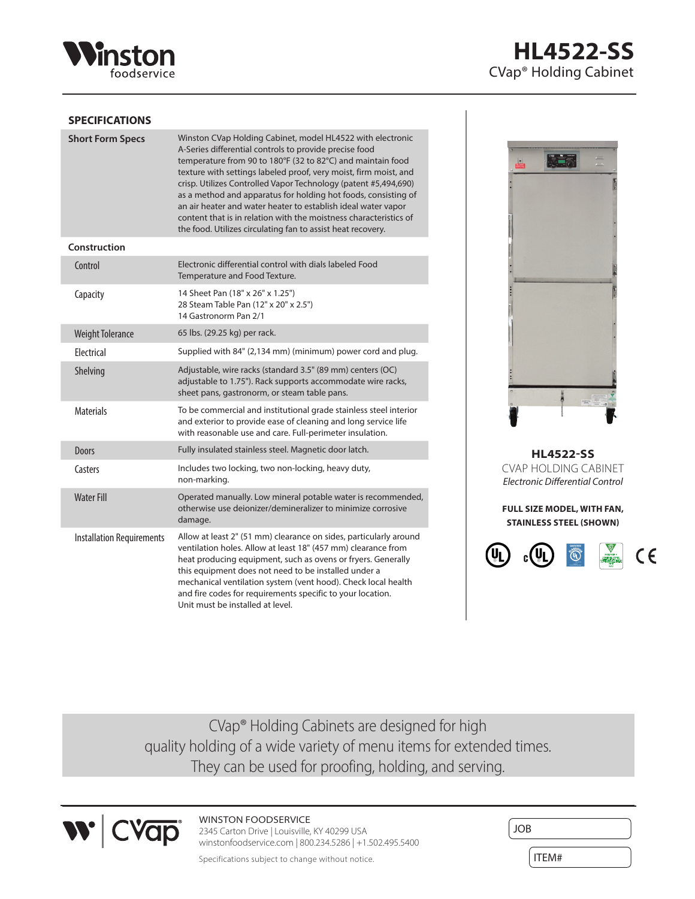Winston foodservice

# HL4522-SS

CVap® Holding Cabinet

## SPECIFICATIONS

| | |
|---|---|
| **Short Form Specs** | Winston CVap Holding Cabinet, model HL4522 with electronic A-Series differential controls to provide precise food temperature from 90 to 180°F (32 to 82°C) and maintain food texture with settings labeled proof, very moist, firm moist, and crisp. Utilizes Controlled Vapor Technology (patent #5,494,690) as a method and apparatus for holding hot foods, consisting of an air heater and water heater to establish ideal water vapor content that is in relation with the moistness characteristics of the food. Utilizes circulating fan to assist heat recovery. |
| **Construction** | |
| Control | Electronic differential control with dials labeled Food Temperature and Food Texture. |
| Capacity | 14 Sheet Pan (18" x 26" x 1.25")<br>28 Steam Table Pan (12" x 20" x 2.5")<br>14 Gastronorm Pan 2/1 |
| Weight Tolerance | 65 lbs. (29.25 kg) per rack. |
| Electrical | Supplied with 84" (2,134 mm) (minimum) power cord and plug. |
| Shelving | Adjustable, wire racks (standard 3.5" (89 mm) centers (OC) adjustable to 1.75"). Rack supports accommodate wire racks, sheet pans, gastronorm, or steam table pans. |
| Materials | To be commercial and institutional grade stainless steel interior and exterior to provide ease of cleaning and long service life with reasonable use and care. Full-perimeter insulation. |
| Doors | Fully insulated stainless steel. Magnetic door latch. |
| Casters | Includes two locking, two non-locking, heavy duty, non-marking. |
| Water Fill | Operated manually. Low mineral potable water is recommended, otherwise use deionizer/demineralizer to minimize corrosive damage. |
| Installation Requirements | Allow at least 2" (51 mm) clearance on sides, particularly around ventilation holes. Allow at least 18" (457 mm) clearance from heat producing equipment, such as ovens or fryers. Generally this equipment does not need to be installed under a mechanical ventilation system (vent hood). Check local health and fire codes for requirements specific to your location.<br>Unit must be installed at level. |

**HL4522-SS**

CVAP HOLDING CABINET

*Electronic Differential Control*

**FULL SIZE MODEL, WITH FAN, STAINLESS STEEL (SHOWN)**

CVap® Holding Cabinets are designed for high quality holding of a wide variety of menu items for extended times. They can be used for proofing, holding, and serving.

WINSTON FOODSERVICE
2345 Carton Drive | Louisville, KY 40299 USA
winstonfoodservice.com | 800.234.5286 | +1.502.495.5400

Specifications subject to change without notice.

JOB

ITEM#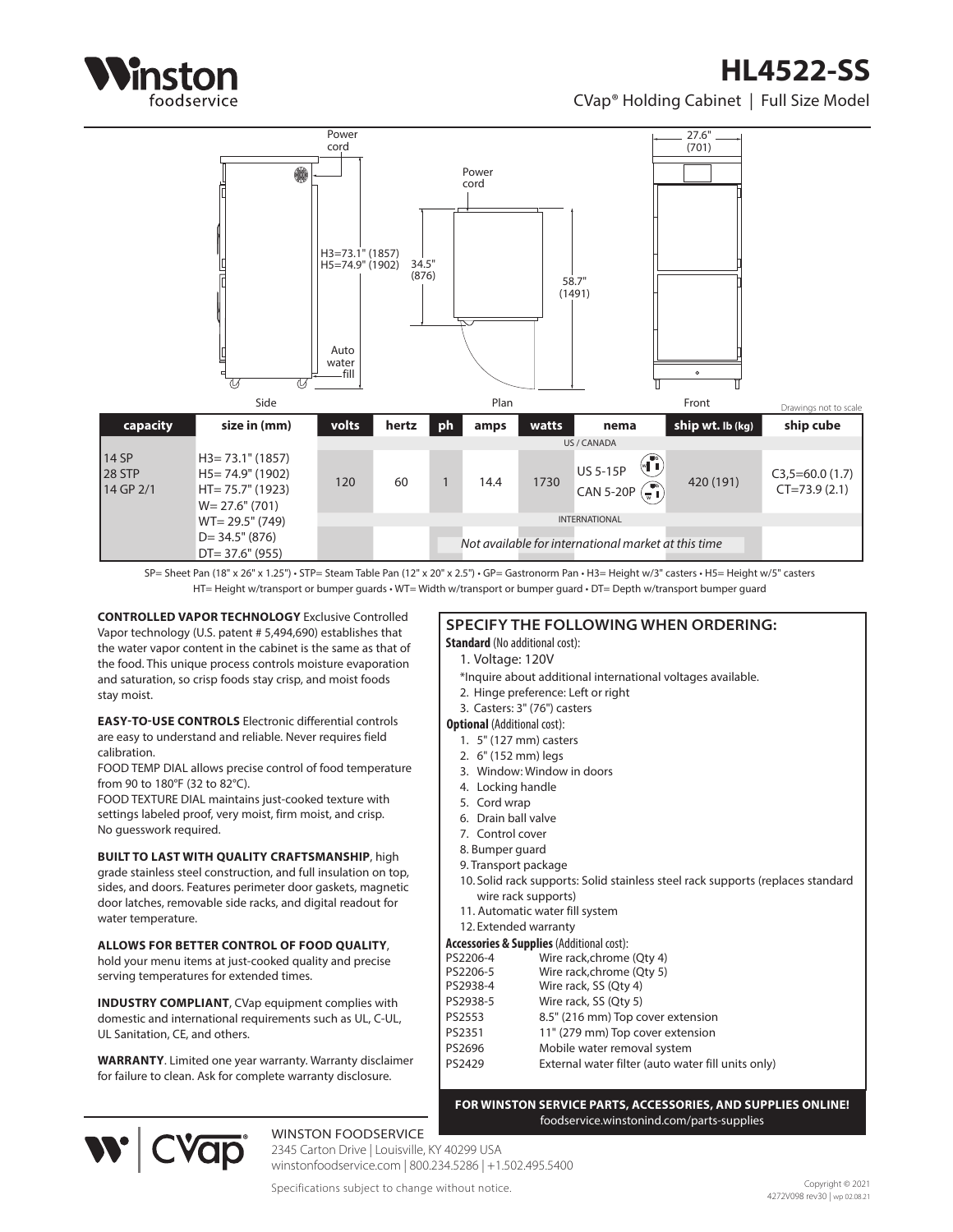# HL4522-SS

CVap® Holding Cabinet | Full Size Model

Power cord

H3=73.1" (1857)
H5=74.9" (1902)

Auto water fill

Side

Power cord

34.5" (876)

58.7" (1491)

Plan

27.6" (701)

Front

Drawings not to scale

| capacity | size in (mm) | volts | hertz | ph | amps | watts | nema | ship wt. lb (kg) | ship cube |
|---|---|---|---|---|---|---|---|---|---|
| | | US / CANADA | | | | | | | |
| 14 SP<br>28 STP<br>14 GP 2/1 | H3= 73.1" (1857)<br>H5= 74.9" (1902)<br>HT= 75.7" (1923)<br>W= 27.6" (701)<br>WT= 29.5" (749)<br>D= 34.5" (876)<br>DT= 37.6" (955) | 120 | 60 | 1 | 14.4 | 1730 | US 5-15P<br>CAN 5-20P | 420 (191) | C3,5=60.0 (1.7)<br>CT=73.9 (2.1) |
| | | INTERNATIONAL | | | | | | | |
| | | | | *Not available for international market at this time* | | | | | |

SP= Sheet Pan (18" x 26" x 1.25") • STP= Steam Table Pan (12" x 20" x 2.5") • GP= Gastronorm Pan • H3= Height w/3" casters • H5= Height w/5" casters
HT= Height w/transport or bumper guards • WT= Width w/transport or bumper guard • DT= Depth w/transport bumper guard

**CONTROLLED VAPOR TECHNOLOGY** Exclusive Controlled Vapor technology (U.S. patent # 5,494,690) establishes that the water vapor content in the cabinet is the same as that of the food. This unique process controls moisture evaporation and saturation, so crisp foods stay crisp, and moist foods stay moist.

**EASY-TO-USE CONTROLS** Electronic differential controls are easy to understand and reliable. Never requires field calibration.

FOOD TEMP DIAL allows precise control of food temperature from 90 to 180°F (32 to 82°C).

FOOD TEXTURE DIAL maintains just-cooked texture with settings labeled proof, very moist, firm moist, and crisp. No guesswork required.

**BUILT TO LAST WITH QUALITY CRAFTSMANSHIP**, high grade stainless steel construction, and full insulation on top, sides, and doors. Features perimeter door gaskets, magnetic door latches, removable side racks, and digital readout for water temperature.

**ALLOWS FOR BETTER CONTROL OF FOOD QUALITY**, hold your menu items at just-cooked quality and precise serving temperatures for extended times.

**INDUSTRY COMPLIANT**, CVap equipment complies with domestic and international requirements such as UL, C-UL, UL Sanitation, CE, and others.

**WARRANTY**. Limited one year warranty. Warranty disclaimer for failure to clean. Ask for complete warranty disclosure.

## SPECIFY THE FOLLOWING WHEN ORDERING:

**Standard** (No additional cost):

1. Voltage: 120V
   *Inquire about additional international voltages available.
2. Hinge preference: Left or right
3. Casters: 3" (76") casters

**Optional** (Additional cost):

1. 5" (127 mm) casters
2. 6" (152 mm) legs
3. Window: Window in doors
4. Locking handle
5. Cord wrap
6. Drain ball valve
7. Control cover
8. Bumper guard
9. Transport package
10. Solid rack supports: Solid stainless steel rack supports (replaces standard wire rack supports)
11. Automatic water fill system
12. Extended warranty

**Accessories & Supplies** (Additional cost):

| | |
|---|---|
| PS2206-4 | Wire rack,chrome (Qty 4) |
| PS2206-5 | Wire rack,chrome (Qty 5) |
| PS2938-4 | Wire rack, SS (Qty 4) |
| PS2938-5 | Wire rack, SS (Qty 5) |
| PS2553 | 8.5" (216 mm) Top cover extension |
| PS2351 | 11" (279 mm) Top cover extension |
| PS2696 | Mobile water removal system |
| PS2429 | External water filter (auto water fill units only) |

**FOR WINSTON SERVICE PARTS, ACCESSORIES, AND SUPPLIES ONLINE!**
foodservice.winstonind.com/parts-supplies

WINSTON FOODSERVICE
2345 Carton Drive | Louisville, KY 40299 USA
winstonfoodservice.com | 800.234.5286 | +1.502.495.5400

Specifications subject to change without notice.

Copyright © 2021
4272V098 rev30 | wp 02.08.21